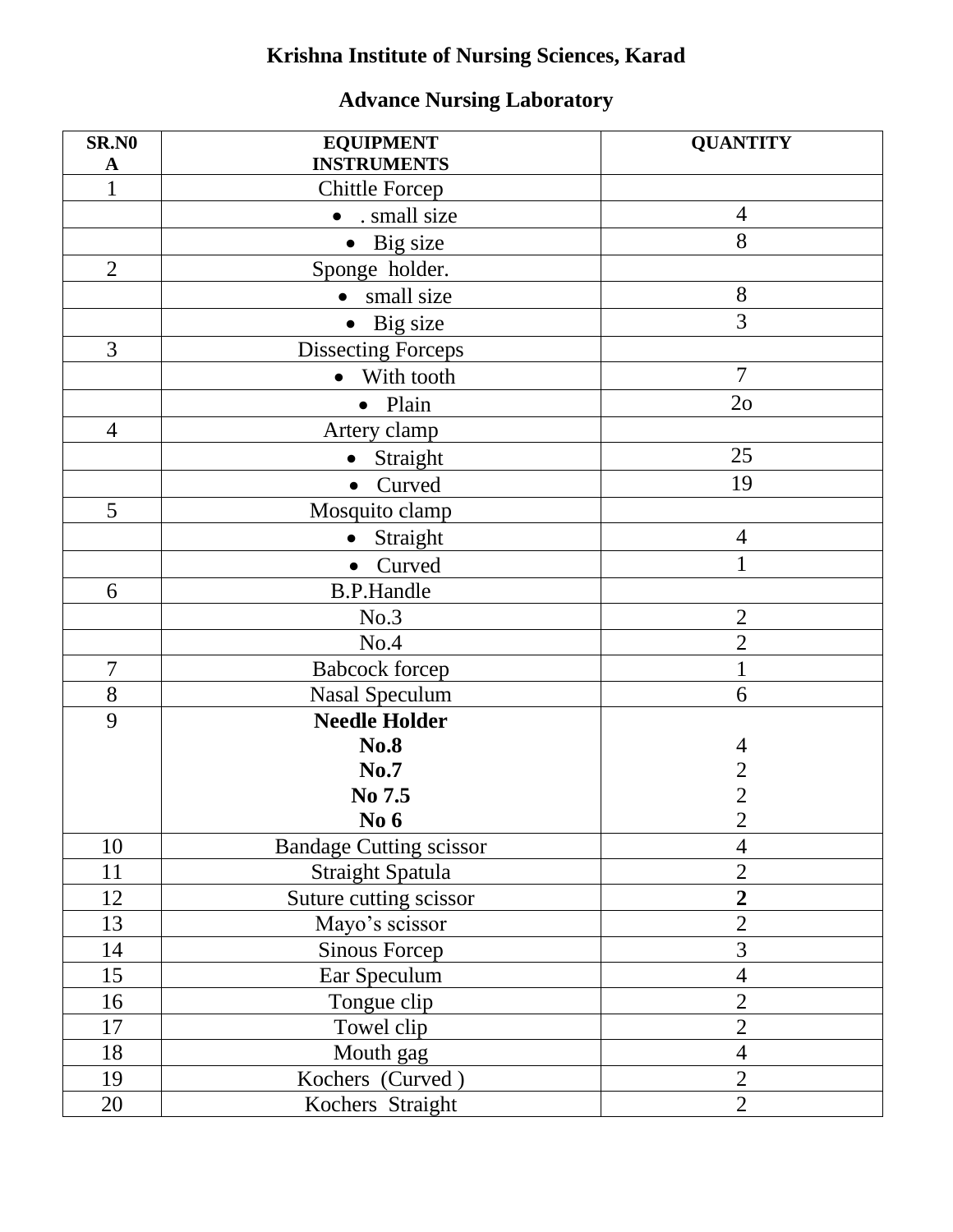# Krishna Institute of Nursing Sciences, Karad

## Advance Nursing Laboratory

| **SR.N0 A** | **EQUIPMENT INSTRUMENTS** | **QUANTITY** |
|---|---|---|
| 1 | Chittle Forcep | |
| | • . small size | 4 |
| | • Big size | 8 |
| 2 | Sponge holder. | |
| | • small size | 8 |
| | • Big size | 3 |
| 3 | Dissecting Forceps | |
| | • With tooth | 7 |
| | • Plain | 2o |
| 4 | Artery clamp | |
| | • Straight | 25 |
| | • Curved | 19 |
| 5 | Mosquito clamp | |
| | • Straight | 4 |
| | • Curved | 1 |
| 6 | B.P.Handle | |
| | No.3 | 2 |
| | No.4 | 2 |
| 7 | Babcock forcep | 1 |
| 8 | Nasal Speculum | 6 |
| 9 | **Needle Holder**<br>**No.8**<br>**No.7**<br>**No 7.5**<br>**No 6** | <br>4<br>2<br>2<br>2 |
| 10 | Bandage Cutting scissor | 4 |
| 11 | Straight Spatula | 2 |
| 12 | Suture cutting scissor | **2** |
| 13 | Mayo's scissor | 2 |
| 14 | Sinous Forcep | 3 |
| 15 | Ear Speculum | 4 |
| 16 | Tongue clip | 2 |
| 17 | Towel clip | 2 |
| 18 | Mouth gag | 4 |
| 19 | Kochers (Curved ) | 2 |
| 20 | Kochers Straight | 2 |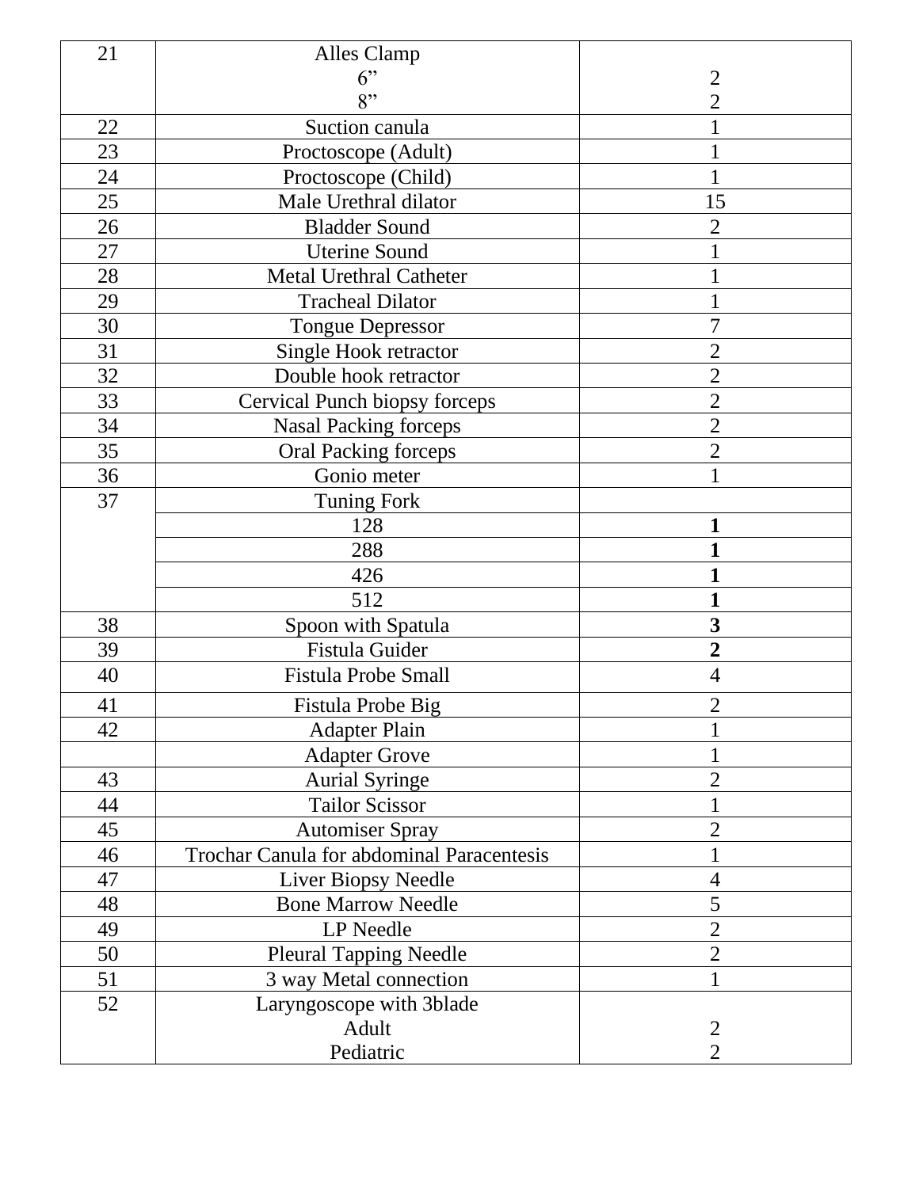| 21 | Alles Clamp<br>6”<br>8” | <br>2<br>2 |
|---|---|---|
| 22 | Suction canula | 1 |
| 23 | Proctoscope (Adult) | 1 |
| 24 | Proctoscope (Child) | 1 |
| 25 | Male Urethral dilator | 15 |
| 26 | Bladder Sound | 2 |
| 27 | Uterine Sound | 1 |
| 28 | Metal Urethral Catheter | 1 |
| 29 | Tracheal Dilator | 1 |
| 30 | Tongue Depressor | 7 |
| 31 | Single Hook retractor | 2 |
| 32 | Double hook retractor | 2 |
| 33 | Cervical Punch biopsy forceps | 2 |
| 34 | Nasal Packing forceps | 2 |
| 35 | Oral Packing forceps | 2 |
| 36 | Gonio meter | 1 |
| 37 | Tuning Fork | |
| | 128 | **1** |
| | 288 | **1** |
| | 426 | **1** |
| | 512 | **1** |
| 38 | Spoon with Spatula | **3** |
| 39 | Fistula Guider | **2** |
| 40 | Fistula Probe Small | 4 |
| 41 | Fistula Probe Big | 2 |
| 42 | Adapter Plain | 1 |
| | Adapter Grove | 1 |
| 43 | Aurial Syringe | 2 |
| 44 | Tailor Scissor | 1 |
| 45 | Automiser Spray | 2 |
| 46 | Trochar Canula for abdominal Paracentesis | 1 |
| 47 | Liver Biopsy Needle | 4 |
| 48 | Bone Marrow Needle | 5 |
| 49 | LP Needle | 2 |
| 50 | Pleural Tapping Needle | 2 |
| 51 | 3 way Metal connection | 1 |
| 52 | Laryngoscope with 3blade<br>Adult<br>Pediatric | <br>2<br>2 |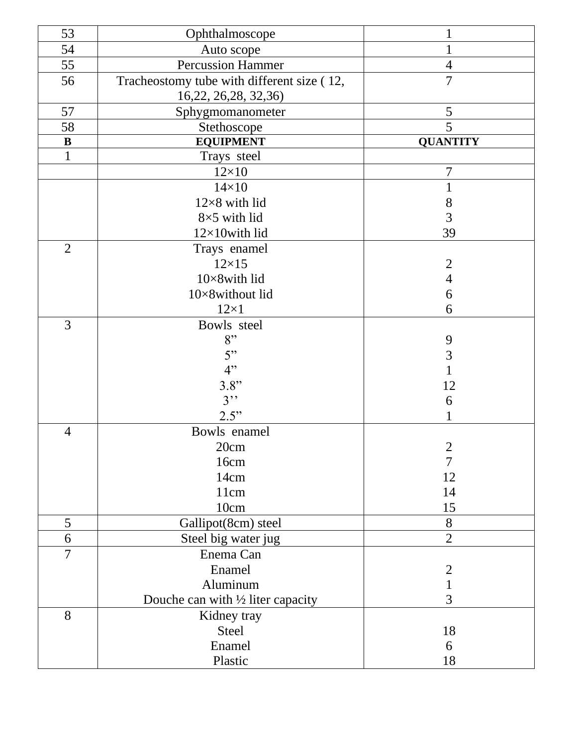| 53 | Ophthalmoscope | 1 |
|---|---|---|
| 54 | Auto scope | 1 |
| 55 | Percussion Hammer | 4 |
| 56 | Tracheostomy tube with different size ( 12, 16,22, 26,28, 32,36) | 7 |
| 57 | Sphygmomanometer | 5 |
| 58 | Stethoscope | 5 |
| **B** | **EQUIPMENT** | **QUANTITY** |
| 1 | Trays steel | |
| | 12×10 | 7 |
| | 14×10<br>12×8 with lid<br>8×5 with lid<br>12×10with lid | 1<br>8<br>3<br>39 |
| 2 | Trays enamel<br>12×15<br>10×8with lid<br>10×8without lid<br>12×1 | <br>2<br>4<br>6<br>6 |
| 3 | Bowls steel<br>8”<br>5”<br>4”<br>3.8”<br>3’’<br>2.5” | <br>9<br>3<br>1<br>12<br>6<br>1 |
| 4 | Bowls enamel<br>20cm<br>16cm<br>14cm<br>11cm<br>10cm | <br>2<br>7<br>12<br>14<br>15 |
| 5 | Gallipot(8cm) steel | 8 |
| 6 | Steel big water jug | 2 |
| 7 | Enema Can<br>Enamel<br>Aluminum<br>Douche can with ½ liter capacity | <br>2<br>1<br>3 |
| 8 | Kidney tray<br>Steel<br>Enamel<br>Plastic | <br>18<br>6<br>18 |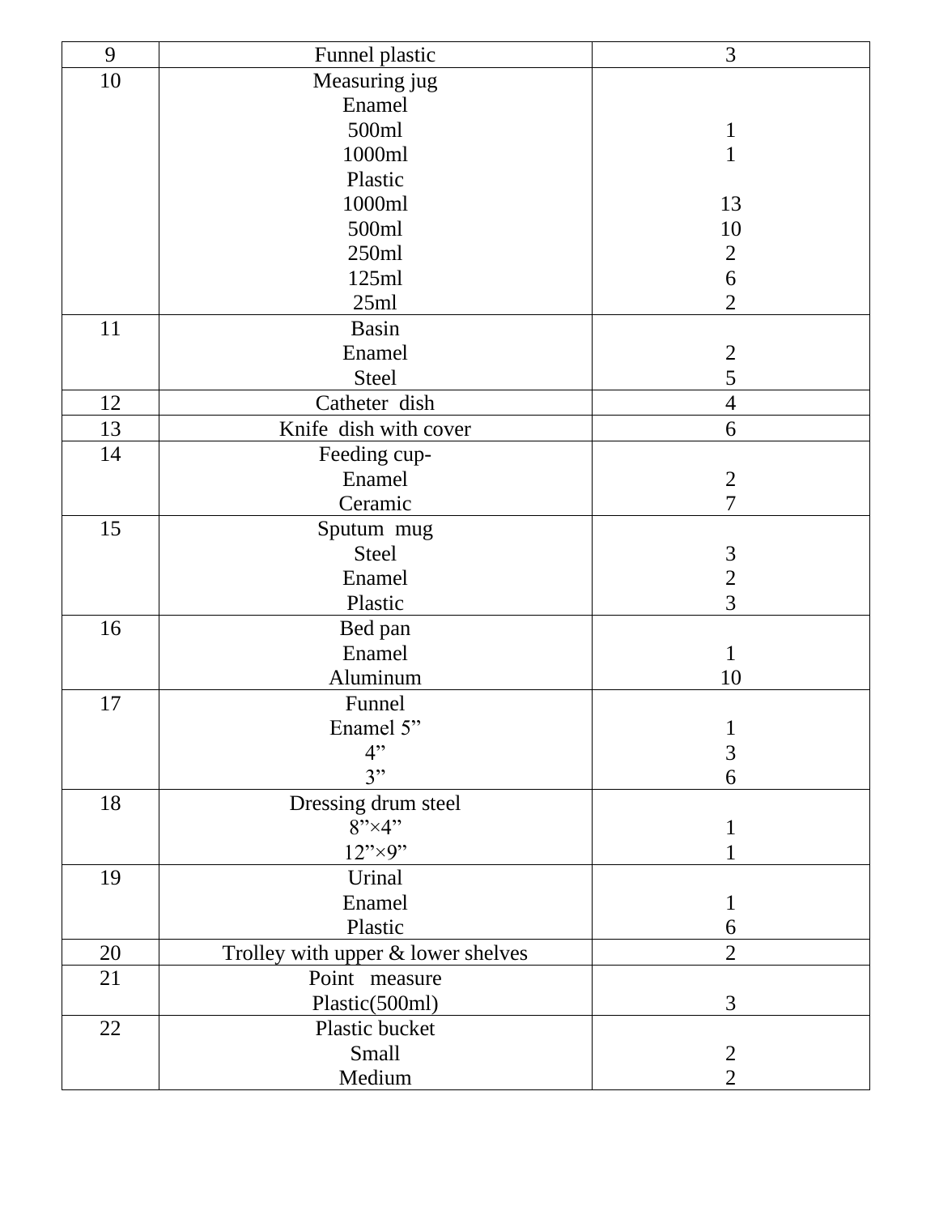| 9 | Funnel plastic | 3 |
|---|---|---|
| 10 | Measuring jug<br>Enamel<br>500ml<br>1000ml<br>Plastic<br>1000ml<br>500ml<br>250ml<br>125ml<br>25ml | <br><br>1<br>1<br><br>13<br>10<br>2<br>6<br>2 |
| 11 | Basin<br>Enamel<br>Steel | <br>2<br>5 |
| 12 | Catheter dish | 4 |
| 13 | Knife dish with cover | 6 |
| 14 | Feeding cup-<br>Enamel<br>Ceramic | <br>2<br>7 |
| 15 | Sputum mug<br>Steel<br>Enamel<br>Plastic | <br>3<br>2<br>3 |
| 16 | Bed pan<br>Enamel<br>Aluminum | <br>1<br>10 |
| 17 | Funnel<br>Enamel 5”<br>4”<br>3” | <br>1<br>3<br>6 |
| 18 | Dressing drum steel<br>8”×4”<br>12”×9” | <br>1<br>1 |
| 19 | Urinal<br>Enamel<br>Plastic | <br>1<br>6 |
| 20 | Trolley with upper & lower shelves | 2 |
| 21 | Point measure<br>Plastic(500ml) | <br>3 |
| 22 | Plastic bucket<br>Small<br>Medium | <br>2<br>2 |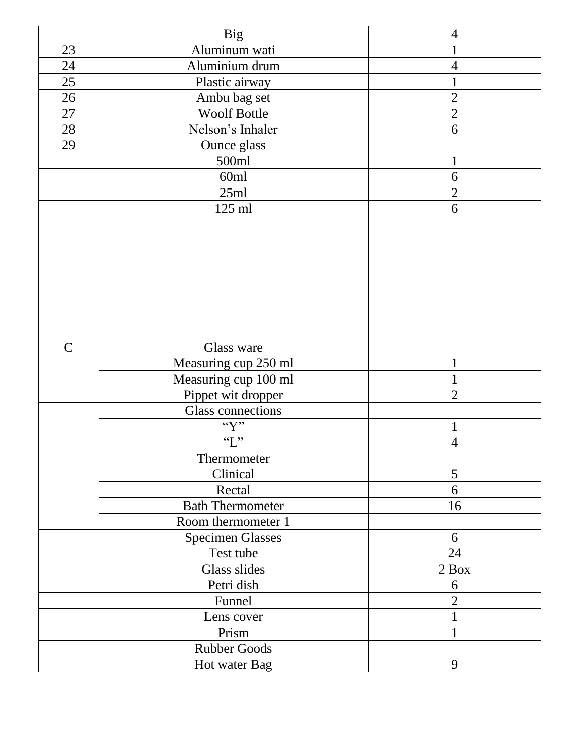| | | |
|---|---|---|
| | Big | 4 |
| 23 | Aluminum wati | 1 |
| 24 | Aluminium drum | 4 |
| 25 | Plastic airway | 1 |
| 26 | Ambu bag set | 2 |
| 27 | Woolf Bottle | 2 |
| 28 | Nelson’s Inhaler | 6 |
| 29 | Ounce glass | |
| | 500ml | 1 |
| | 60ml | 6 |
| | 25ml | 2 |
| | 125 ml | 6 |
| C | Glass ware | |
| | Measuring cup 250 ml | 1 |
| | Measuring cup 100 ml | 1 |
| | Pippet wit dropper | 2 |
| | Glass connections | |
| | “Y” | 1 |
| | “L” | 4 |
| | Thermometer | |
| | Clinical | 5 |
| | Rectal | 6 |
| | Bath Thermometer | 16 |
| | Room thermometer 1 | |
| | Specimen Glasses | 6 |
| | Test tube | 24 |
| | Glass slides | 2 Box |
| | Petri dish | 6 |
| | Funnel | 2 |
| | Lens cover | 1 |
| | Prism | 1 |
| | Rubber Goods | |
| | Hot water Bag | 9 |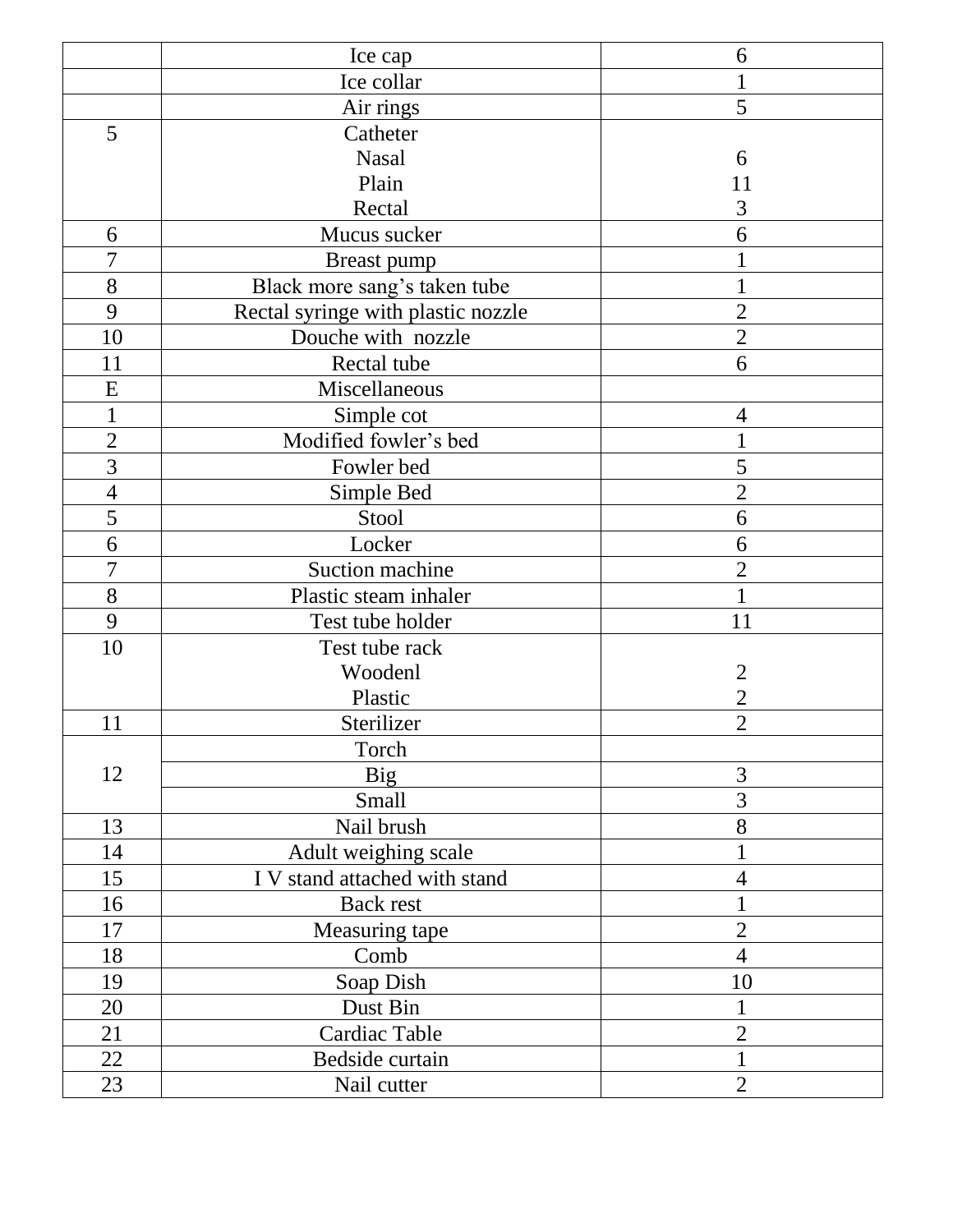| | | |
|---|---|---|
| | Ice cap | 6 |
| | Ice collar | 1 |
| | Air rings | 5 |
| 5 | Catheter<br>Nasal<br>Plain<br>Rectal | <br>6<br>11<br>3 |
| 6 | Mucus sucker | 6 |
| 7 | Breast pump | 1 |
| 8 | Black more sang's taken tube | 1 |
| 9 | Rectal syringe with plastic nozzle | 2 |
| 10 | Douche with nozzle | 2 |
| 11 | Rectal tube | 6 |
| E | Miscellaneous | |
| 1 | Simple cot | 4 |
| 2 | Modified fowler's bed | 1 |
| 3 | Fowler bed | 5 |
| 4 | Simple Bed | 2 |
| 5 | Stool | 6 |
| 6 | Locker | 6 |
| 7 | Suction machine | 2 |
| 8 | Plastic steam inhaler | 1 |
| 9 | Test tube holder | 11 |
| 10 | Test tube rack<br>Woodenl<br>Plastic | <br>2<br>2 |
| 11 | Sterilizer | 2 |
| 12 | Torch | |
| | Big | 3 |
| | Small | 3 |
| 13 | Nail brush | 8 |
| 14 | Adult weighing scale | 1 |
| 15 | I V stand attached with stand | 4 |
| 16 | Back rest | 1 |
| 17 | Measuring tape | 2 |
| 18 | Comb | 4 |
| 19 | Soap Dish | 10 |
| 20 | Dust Bin | 1 |
| 21 | Cardiac Table | 2 |
| 22 | Bedside curtain | 1 |
| 23 | Nail cutter | 2 |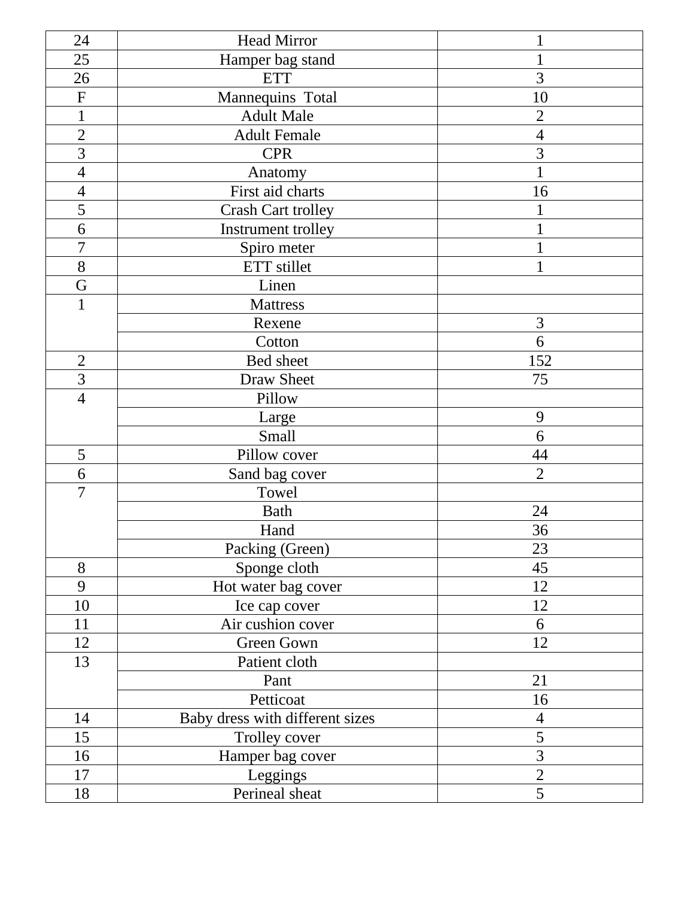| 24 | Head Mirror | 1 |
|---|---|---|
| 25 | Hamper bag stand | 1 |
| 26 | ETT | 3 |
| F | Mannequins Total | 10 |
| 1 | Adult Male | 2 |
| 2 | Adult Female | 4 |
| 3 | CPR | 3 |
| 4 | Anatomy | 1 |
| 4 | First aid charts | 16 |
| 5 | Crash Cart trolley | 1 |
| 6 | Instrument trolley | 1 |
| 7 | Spiro meter | 1 |
| 8 | ETT stillet | 1 |
| G | Linen | |
| 1 | Mattress | |
| | Rexene | 3 |
| | Cotton | 6 |
| 2 | Bed sheet | 152 |
| 3 | Draw Sheet | 75 |
| 4 | Pillow | |
| | Large | 9 |
| | Small | 6 |
| 5 | Pillow cover | 44 |
| 6 | Sand bag cover | 2 |
| 7 | Towel | |
| | Bath | 24 |
| | Hand | 36 |
| | Packing (Green) | 23 |
| 8 | Sponge cloth | 45 |
| 9 | Hot water bag cover | 12 |
| 10 | Ice cap cover | 12 |
| 11 | Air cushion cover | 6 |
| 12 | Green Gown | 12 |
| 13 | Patient cloth | |
| | Pant | 21 |
| | Petticoat | 16 |
| 14 | Baby dress with different sizes | 4 |
| 15 | Trolley cover | 5 |
| 16 | Hamper bag cover | 3 |
| 17 | Leggings | 2 |
| 18 | Perineal sheat | 5 |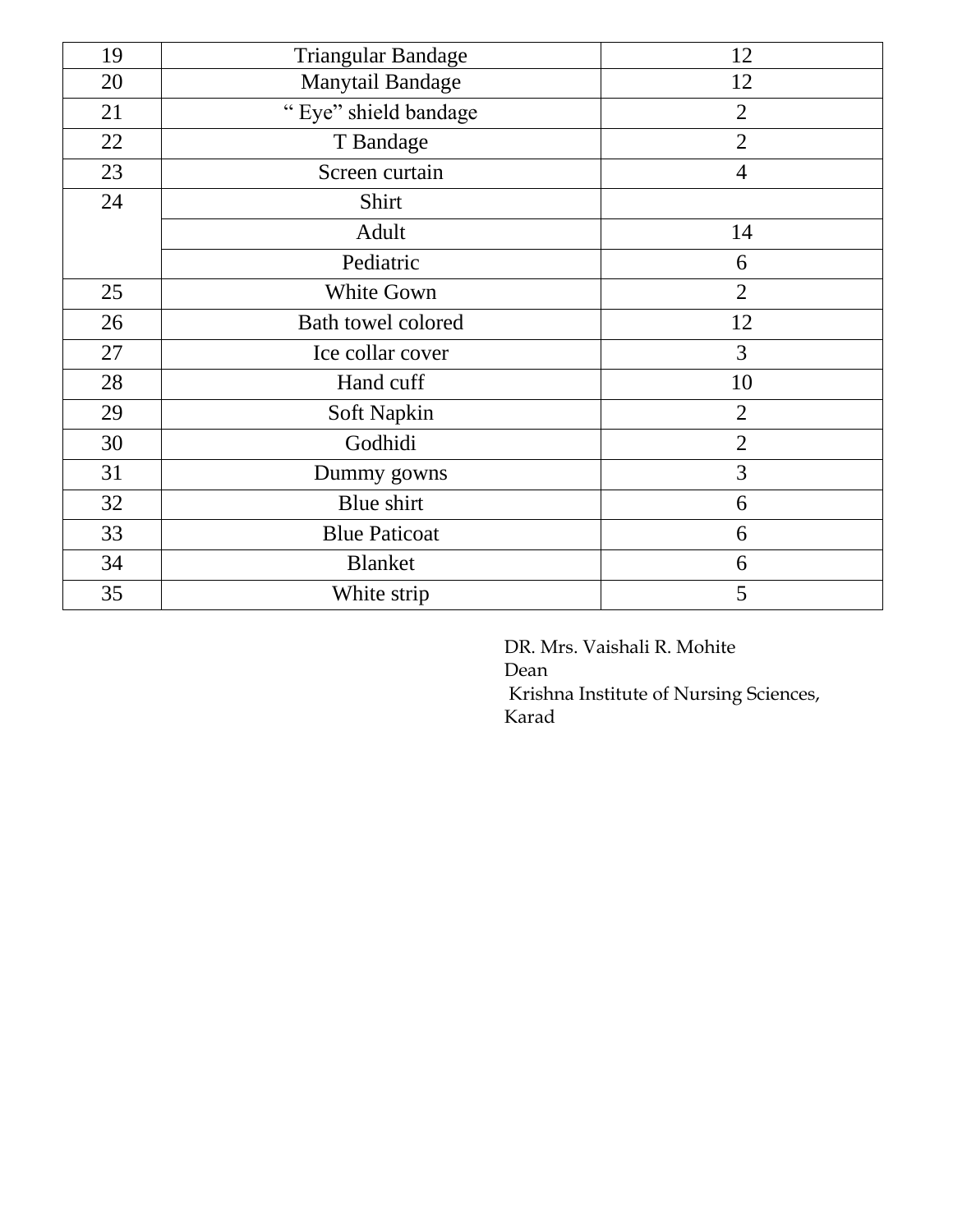| | | |
|---|---|---|
| 19 | Triangular Bandage | 12 |
| 20 | Manytail Bandage | 12 |
| 21 | “ Eye” shield bandage | 2 |
| 22 | T Bandage | 2 |
| 23 | Screen curtain | 4 |
| 24 | Shirt | |
| | Adult | 14 |
| | Pediatric | 6 |
| 25 | White Gown | 2 |
| 26 | Bath towel colored | 12 |
| 27 | Ice collar cover | 3 |
| 28 | Hand cuff | 10 |
| 29 | Soft Napkin | 2 |
| 30 | Godhidi | 2 |
| 31 | Dummy gowns | 3 |
| 32 | Blue shirt | 6 |
| 33 | Blue Paticoat | 6 |
| 34 | Blanket | 6 |
| 35 | White strip | 5 |

DR. Mrs. Vaishali R. Mohite
Dean
Krishna Institute of Nursing Sciences,
Karad